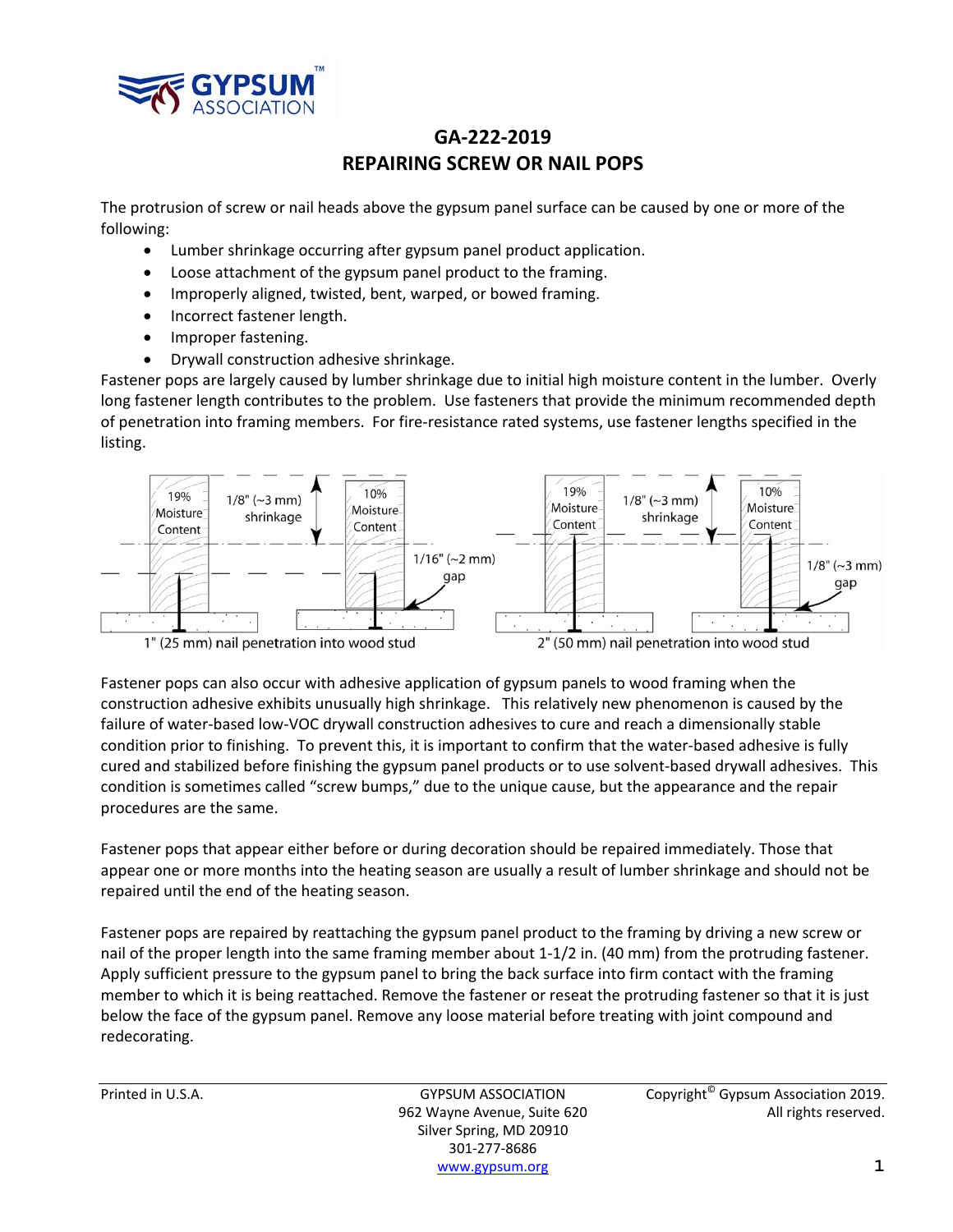# GA-222-2019
# REPAIRING SCREW OR NAIL POPS

The protrusion of screw or nail heads above the gypsum panel surface can be caused by one or more of the following:

- Lumber shrinkage occurring after gypsum panel product application.
- Loose attachment of the gypsum panel product to the framing.
- Improperly aligned, twisted, bent, warped, or bowed framing.
- Incorrect fastener length.
- Improper fastening.
- Drywall construction adhesive shrinkage.

Fastener pops are largely caused by lumber shrinkage due to initial high moisture content in the lumber. Overly long fastener length contributes to the problem. Use fasteners that provide the minimum recommended depth of penetration into framing members. For fire-resistance rated systems, use fastener lengths specified in the listing.

19% Moisture Content — 1/8" (~3 mm) shrinkage — 10% Moisture Content — 1/16" (~2 mm) gap

1" (25 mm) nail penetration into wood stud

19% Moisture Content — 1/8" (~3 mm) shrinkage — 10% Moisture Content — 1/8" (~3 mm) gap

2" (50 mm) nail penetration into wood stud

Fastener pops can also occur with adhesive application of gypsum panels to wood framing when the construction adhesive exhibits unusually high shrinkage. This relatively new phenomenon is caused by the failure of water-based low-VOC drywall construction adhesives to cure and reach a dimensionally stable condition prior to finishing. To prevent this, it is important to confirm that the water-based adhesive is fully cured and stabilized before finishing the gypsum panel products or to use solvent-based drywall adhesives. This condition is sometimes called "screw bumps," due to the unique cause, but the appearance and the repair procedures are the same.

Fastener pops that appear either before or during decoration should be repaired immediately. Those that appear one or more months into the heating season are usually a result of lumber shrinkage and should not be repaired until the end of the heating season.

Fastener pops are repaired by reattaching the gypsum panel product to the framing by driving a new screw or nail of the proper length into the same framing member about 1-1/2 in. (40 mm) from the protruding fastener. Apply sufficient pressure to the gypsum panel to bring the back surface into firm contact with the framing member to which it is being reattached. Remove the fastener or reseat the protruding fastener so that it is just below the face of the gypsum panel. Remove any loose material before treating with joint compound and redecorating.

Printed in U.S.A.

GYPSUM ASSOCIATION
962 Wayne Avenue, Suite 620
Silver Spring, MD 20910
301-277-8686
www.gypsum.org

Copyright© Gypsum Association 2019. All rights reserved.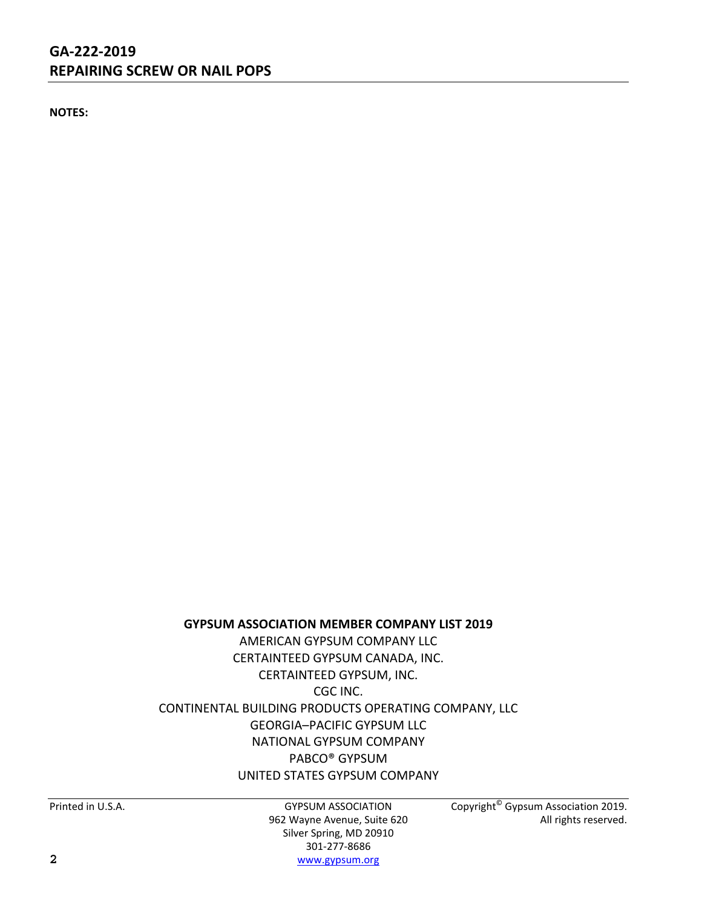**NOTES:**

**GYPSUM ASSOCIATION MEMBER COMPANY LIST 2019**

AMERICAN GYPSUM COMPANY LLC
CERTAINTEED GYPSUM CANADA, INC.
CERTAINTEED GYPSUM, INC.
CGC INC.
CONTINENTAL BUILDING PRODUCTS OPERATING COMPANY, LLC
GEORGIA–PACIFIC GYPSUM LLC
NATIONAL GYPSUM COMPANY
PABCO® GYPSUM
UNITED STATES GYPSUM COMPANY

Printed in U.S.A.

GYPSUM ASSOCIATION
962 Wayne Avenue, Suite 620
Silver Spring, MD 20910
301-277-8686
www.gypsum.org

Copyright© Gypsum Association 2019.
All rights reserved.